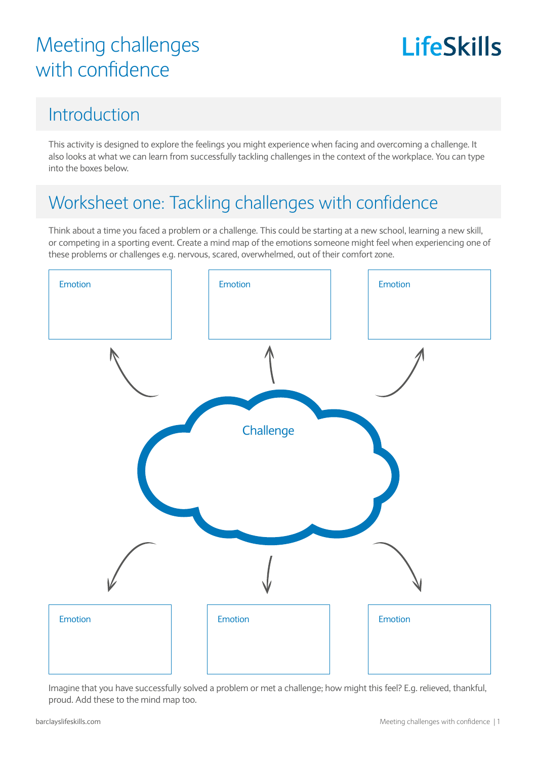# Meeting challenges with confidence

LifeSkills

## Introduction

This activity is designed to explore the feelings you might experience when facing and overcoming a challenge. It also looks at what we can learn from successfully tackling challenges in the context of the workplace. You can type into the boxes below.

## Worksheet one: Tackling challenges with confidence

Think about a time you faced a problem or a challenge. This could be starting at a new school, learning a new skill, or competing in a sporting event. Create a mind map of the emotions someone might feel when experiencing one of these problems or challenges e.g. nervous, scared, overwhelmed, out of their comfort zone.

Emotion

Emotion

Emotion

Challenge

Emotion

Emotion

Emotion

Imagine that you have successfully solved a problem or met a challenge; how might this feel? E.g. relieved, thankful, proud. Add these to the mind map too.

barclayslifeskills.com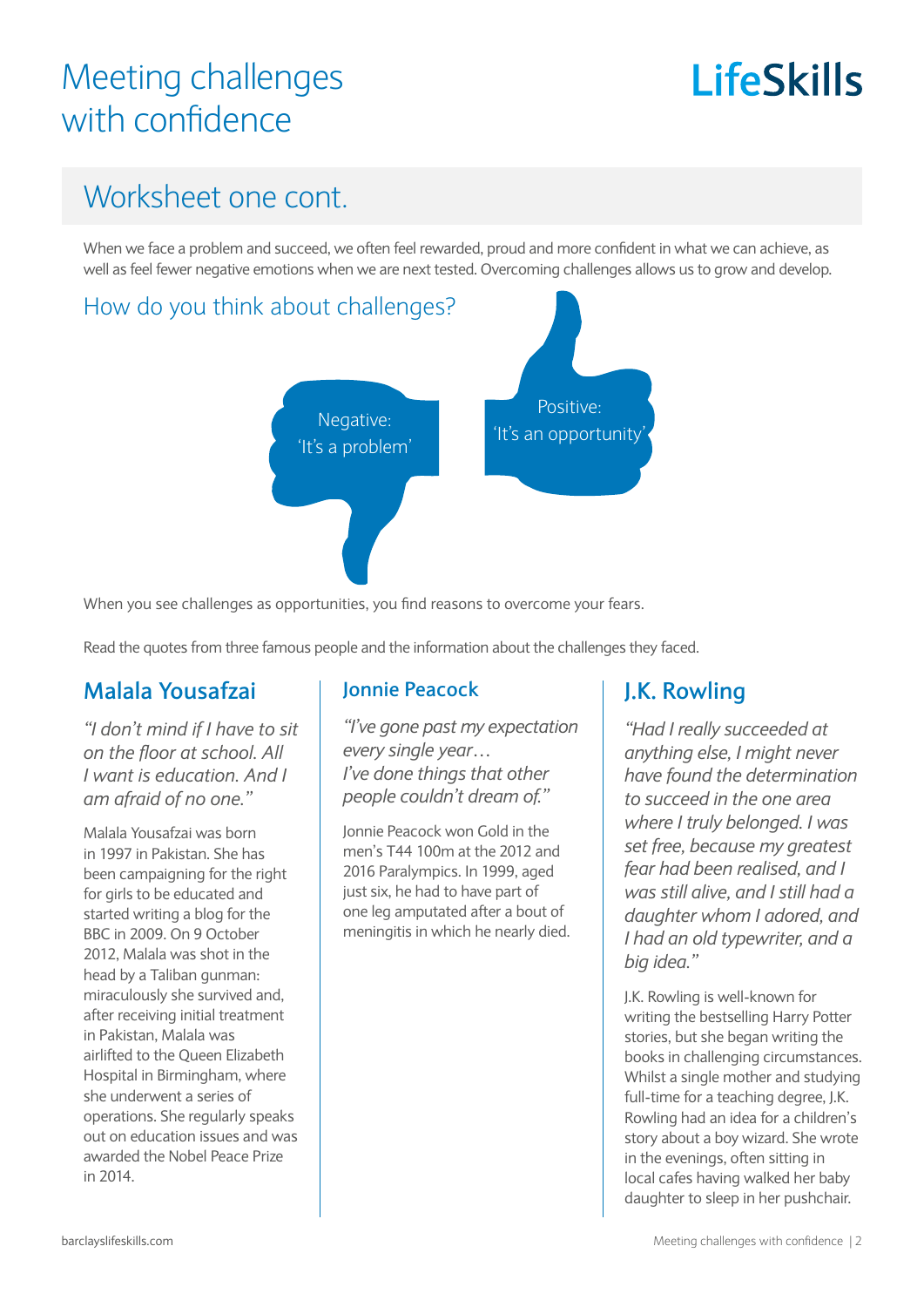# Meeting challenges with confidence

## Worksheet one cont.

When we face a problem and succeed, we often feel rewarded, proud and more confident in what we can achieve, as well as feel fewer negative emotions when we are next tested. Overcoming challenges allows us to grow and develop.

### How do you think about challenges?

Negative: 'It's a problem'

Positive: 'It's an opportunity'

When you see challenges as opportunities, you find reasons to overcome your fears.

Read the quotes from three famous people and the information about the challenges they faced.

### Malala Yousafzai

*"I don't mind if I have to sit on the floor at school. All I want is education. And I am afraid of no one."*

Malala Yousafzai was born in 1997 in Pakistan. She has been campaigning for the right for girls to be educated and started writing a blog for the BBC in 2009. On 9 October 2012, Malala was shot in the head by a Taliban gunman: miraculously she survived and, after receiving initial treatment in Pakistan, Malala was airlifted to the Queen Elizabeth Hospital in Birmingham, where she underwent a series of operations. She regularly speaks out on education issues and was awarded the Nobel Peace Prize in 2014.

### Jonnie Peacock

*"I've gone past my expectation every single year… I've done things that other people couldn't dream of."*

Jonnie Peacock won Gold in the men's T44 100m at the 2012 and 2016 Paralympics. In 1999, aged just six, he had to have part of one leg amputated after a bout of meningitis in which he nearly died.

### J.K. Rowling

*"Had I really succeeded at anything else, I might never have found the determination to succeed in the one area where I truly belonged. I was set free, because my greatest fear had been realised, and I was still alive, and I still had a daughter whom I adored, and I had an old typewriter, and a big idea."*

J.K. Rowling is well-known for writing the bestselling Harry Potter stories, but she began writing the books in challenging circumstances. Whilst a single mother and studying full-time for a teaching degree, J.K. Rowling had an idea for a children's story about a boy wizard. She wrote in the evenings, often sitting in local cafes having walked her baby daughter to sleep in her pushchair.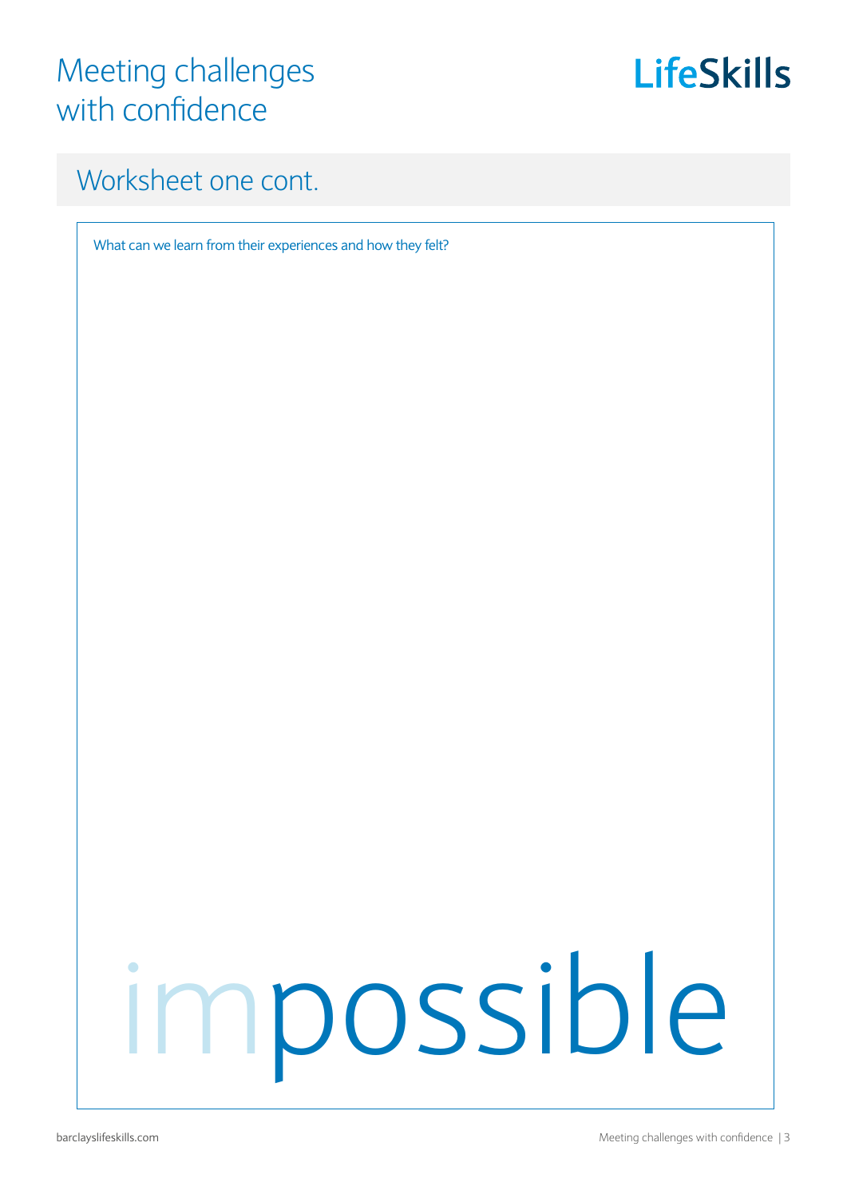# Meeting challenges with confidence

## Worksheet one cont.

What can we learn from their experiences and how they felt?

impossible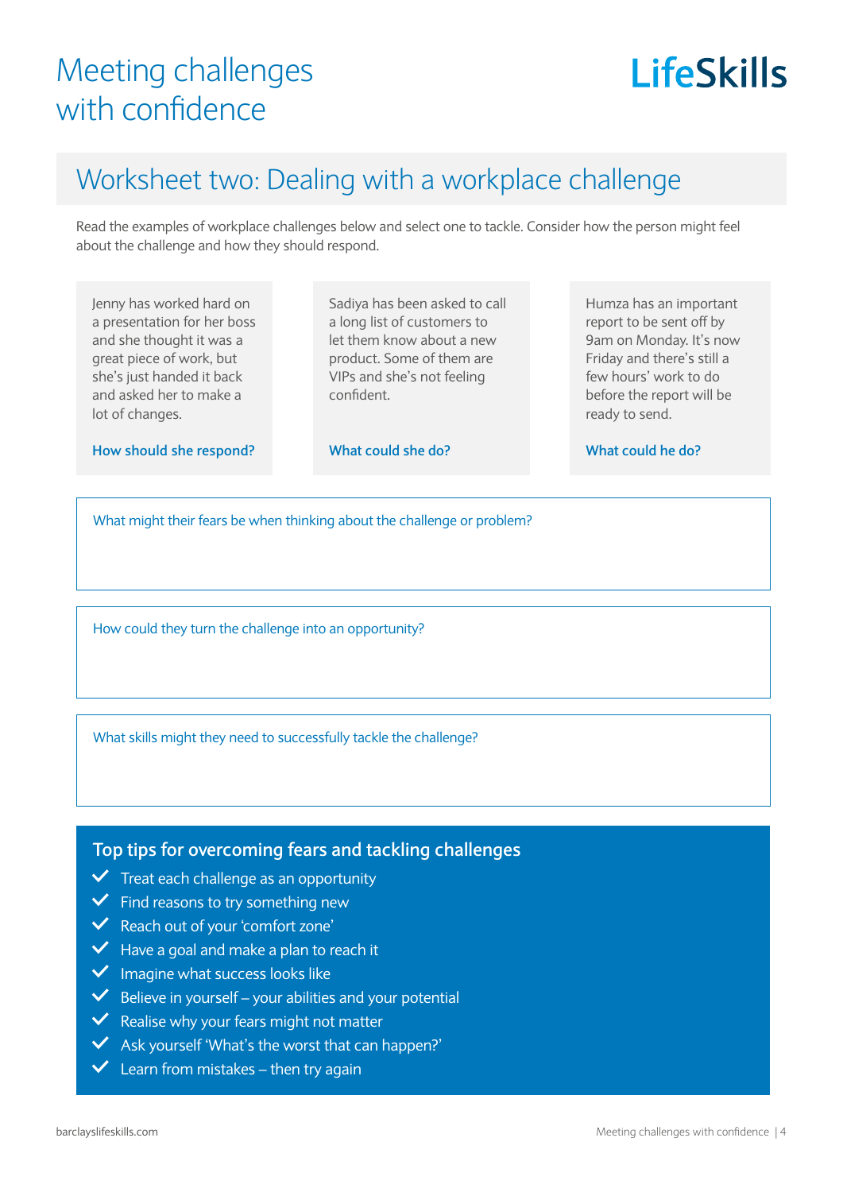# Meeting challenges with confidence

LifeSkills

## Worksheet two: Dealing with a workplace challenge

Read the examples of workplace challenges below and select one to tackle. Consider how the person might feel about the challenge and how they should respond.

Jenny has worked hard on a presentation for her boss and she thought it was a great piece of work, but she's just handed it back and asked her to make a lot of changes.

**How should she respond?**

Sadiya has been asked to call a long list of customers to let them know about a new product. Some of them are VIPs and she's not feeling confident.

**What could she do?**

Humza has an important report to be sent off by 9am on Monday. It's now Friday and there's still a few hours' work to do before the report will be ready to send.

**What could he do?**

What might their fears be when thinking about the challenge or problem?

How could they turn the challenge into an opportunity?

What skills might they need to successfully tackle the challenge?

### Top tips for overcoming fears and tackling challenges

- ✓ Treat each challenge as an opportunity
- ✓ Find reasons to try something new
- ✓ Reach out of your 'comfort zone'
- ✓ Have a goal and make a plan to reach it
- ✓ Imagine what success looks like
- ✓ Believe in yourself – your abilities and your potential
- ✓ Realise why your fears might not matter
- ✓ Ask yourself 'What's the worst that can happen?'
- ✓ Learn from mistakes – then try again

barclayslifeskills.com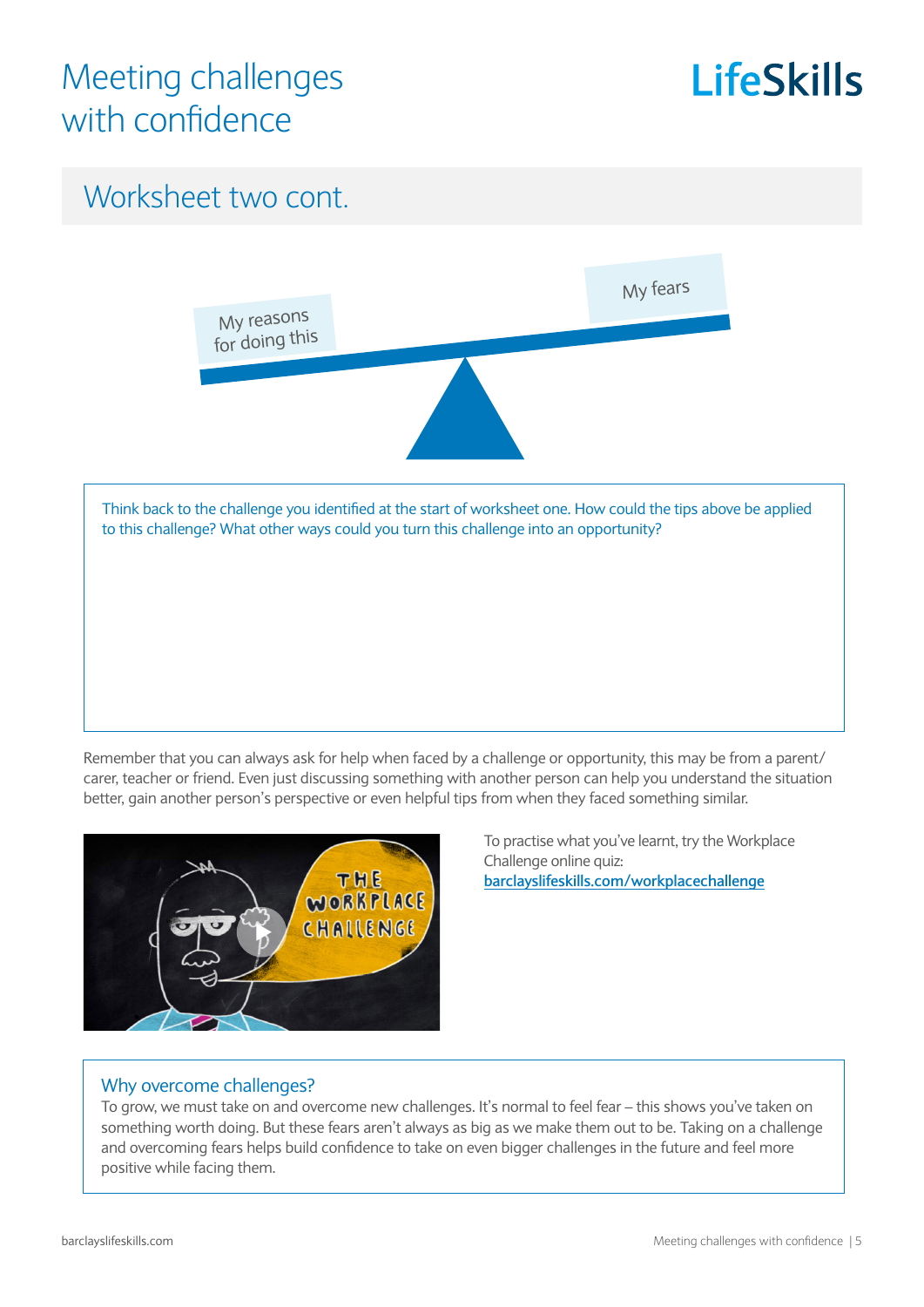# Meeting challenges with confidence

## Worksheet two cont.

My reasons for doing this

My fears

Think back to the challenge you identified at the start of worksheet one. How could the tips above be applied to this challenge? What other ways could you turn this challenge into an opportunity?

Remember that you can always ask for help when faced by a challenge or opportunity, this may be from a parent/carer, teacher or friend. Even just discussing something with another person can help you understand the situation better, gain another person's perspective or even helpful tips from when they faced something similar.

To practise what you've learnt, try the Workplace Challenge online quiz: [barclayslifeskills.com/workplacechallenge](barclayslifeskills.com/workplacechallenge)

### Why overcome challenges?

To grow, we must take on and overcome new challenges. It's normal to feel fear – this shows you've taken on something worth doing. But these fears aren't always as big as we make them out to be. Taking on a challenge and overcoming fears helps build confidence to take on even bigger challenges in the future and feel more positive while facing them.